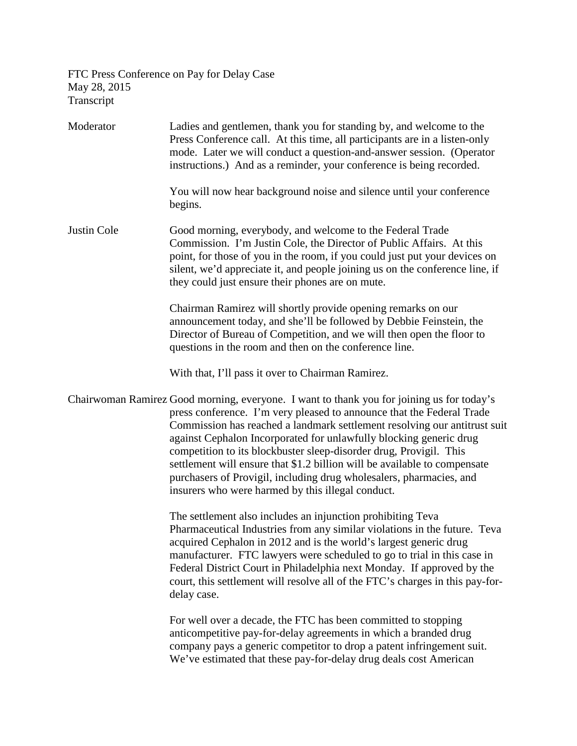FTC Press Conference on Pay for Delay Case
May 28, 2015
Transcript

| | |
|---|---|
| Moderator | Ladies and gentlemen, thank you for standing by, and welcome to the Press Conference call. At this time, all participants are in a listen-only mode. Later we will conduct a question-and-answer session. (Operator instructions.) And as a reminder, your conference is being recorded. |
| | You will now hear background noise and silence until your conference begins. |
| Justin Cole | Good morning, everybody, and welcome to the Federal Trade Commission. I'm Justin Cole, the Director of Public Affairs. At this point, for those of you in the room, if you could just put your devices on silent, we'd appreciate it, and people joining us on the conference line, if they could just ensure their phones are on mute. |
| | Chairman Ramirez will shortly provide opening remarks on our announcement today, and she'll be followed by Debbie Feinstein, the Director of Bureau of Competition, and we will then open the floor to questions in the room and then on the conference line. |
| | With that, I'll pass it over to Chairman Ramirez. |
| Chairwoman Ramirez | Good morning, everyone. I want to thank you for joining us for today's press conference. I'm very pleased to announce that the Federal Trade Commission has reached a landmark settlement resolving our antitrust suit against Cephalon Incorporated for unlawfully blocking generic drug competition to its blockbuster sleep-disorder drug, Provigil. This settlement will ensure that $1.2 billion will be available to compensate purchasers of Provigil, including drug wholesalers, pharmacies, and insurers who were harmed by this illegal conduct. |
| | The settlement also includes an injunction prohibiting Teva Pharmaceutical Industries from any similar violations in the future. Teva acquired Cephalon in 2012 and is the world's largest generic drug manufacturer. FTC lawyers were scheduled to go to trial in this case in Federal District Court in Philadelphia next Monday. If approved by the court, this settlement will resolve all of the FTC's charges in this pay-for-delay case. |
| | For well over a decade, the FTC has been committed to stopping anticompetitive pay-for-delay agreements in which a branded drug company pays a generic competitor to drop a patent infringement suit. We've estimated that these pay-for-delay drug deals cost American |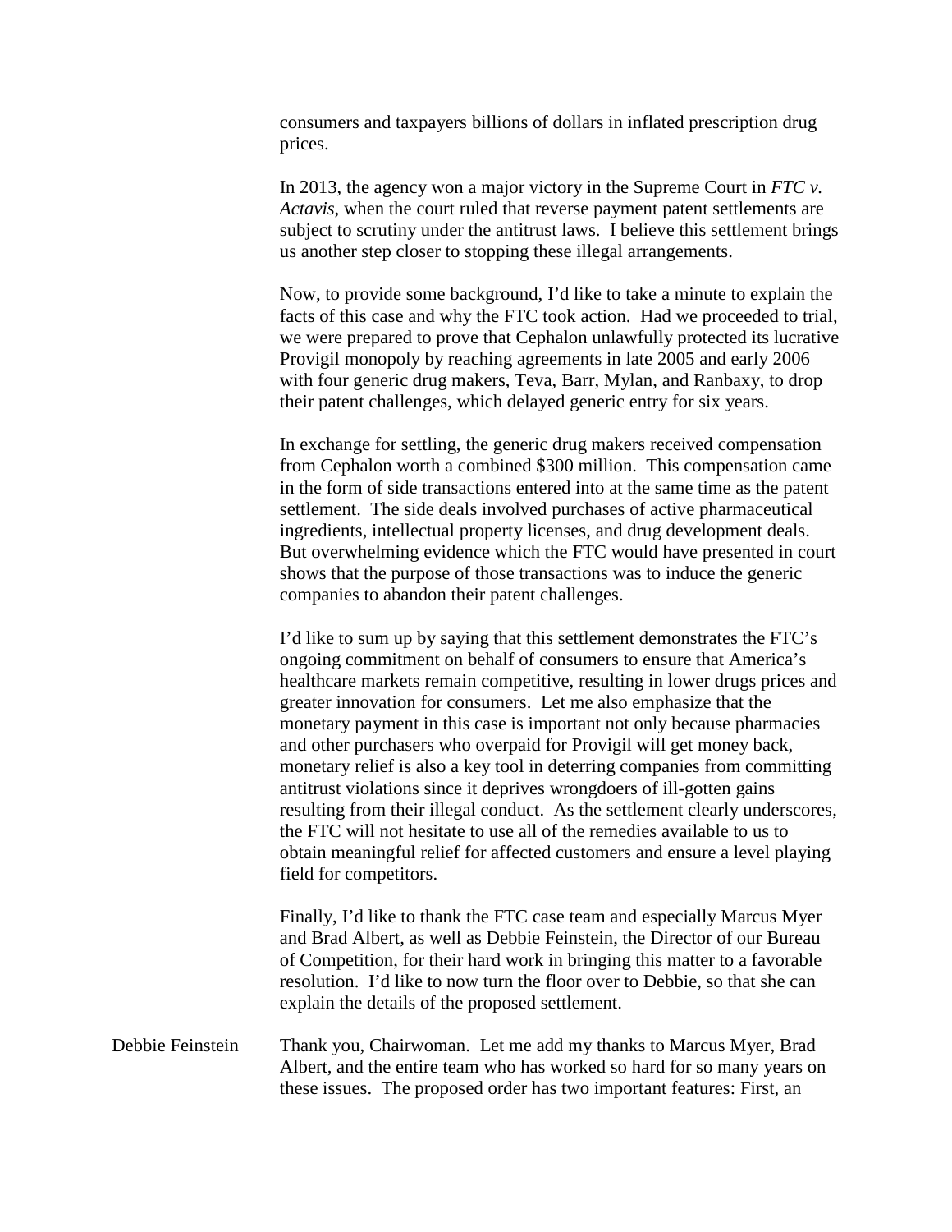consumers and taxpayers billions of dollars in inflated prescription drug prices.

In 2013, the agency won a major victory in the Supreme Court in *FTC v. Actavis*, when the court ruled that reverse payment patent settlements are subject to scrutiny under the antitrust laws. I believe this settlement brings us another step closer to stopping these illegal arrangements.

Now, to provide some background, I'd like to take a minute to explain the facts of this case and why the FTC took action. Had we proceeded to trial, we were prepared to prove that Cephalon unlawfully protected its lucrative Provigil monopoly by reaching agreements in late 2005 and early 2006 with four generic drug makers, Teva, Barr, Mylan, and Ranbaxy, to drop their patent challenges, which delayed generic entry for six years.

In exchange for settling, the generic drug makers received compensation from Cephalon worth a combined $300 million. This compensation came in the form of side transactions entered into at the same time as the patent settlement. The side deals involved purchases of active pharmaceutical ingredients, intellectual property licenses, and drug development deals. But overwhelming evidence which the FTC would have presented in court shows that the purpose of those transactions was to induce the generic companies to abandon their patent challenges.

I'd like to sum up by saying that this settlement demonstrates the FTC's ongoing commitment on behalf of consumers to ensure that America's healthcare markets remain competitive, resulting in lower drugs prices and greater innovation for consumers. Let me also emphasize that the monetary payment in this case is important not only because pharmacies and other purchasers who overpaid for Provigil will get money back, monetary relief is also a key tool in deterring companies from committing antitrust violations since it deprives wrongdoers of ill-gotten gains resulting from their illegal conduct. As the settlement clearly underscores, the FTC will not hesitate to use all of the remedies available to us to obtain meaningful relief for affected customers and ensure a level playing field for competitors.

Finally, I'd like to thank the FTC case team and especially Marcus Myer and Brad Albert, as well as Debbie Feinstein, the Director of our Bureau of Competition, for their hard work in bringing this matter to a favorable resolution. I'd like to now turn the floor over to Debbie, so that she can explain the details of the proposed settlement.

Debbie Feinstein: Thank you, Chairwoman. Let me add my thanks to Marcus Myer, Brad Albert, and the entire team who has worked so hard for so many years on these issues. The proposed order has two important features: First, an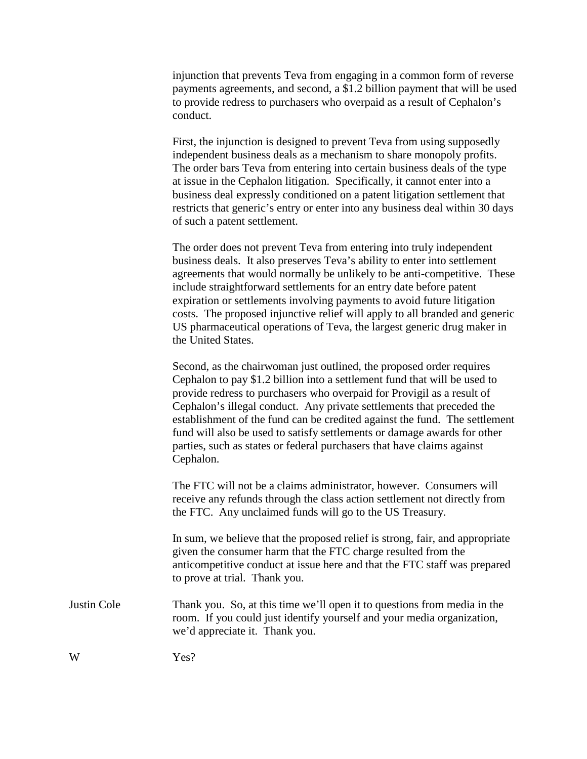injunction that prevents Teva from engaging in a common form of reverse payments agreements, and second, a $1.2 billion payment that will be used to provide redress to purchasers who overpaid as a result of Cephalon's conduct.

First, the injunction is designed to prevent Teva from using supposedly independent business deals as a mechanism to share monopoly profits. The order bars Teva from entering into certain business deals of the type at issue in the Cephalon litigation. Specifically, it cannot enter into a business deal expressly conditioned on a patent litigation settlement that restricts that generic's entry or enter into any business deal within 30 days of such a patent settlement.

The order does not prevent Teva from entering into truly independent business deals. It also preserves Teva's ability to enter into settlement agreements that would normally be unlikely to be anti-competitive. These include straightforward settlements for an entry date before patent expiration or settlements involving payments to avoid future litigation costs. The proposed injunctive relief will apply to all branded and generic US pharmaceutical operations of Teva, the largest generic drug maker in the United States.

Second, as the chairwoman just outlined, the proposed order requires Cephalon to pay $1.2 billion into a settlement fund that will be used to provide redress to purchasers who overpaid for Provigil as a result of Cephalon's illegal conduct. Any private settlements that preceded the establishment of the fund can be credited against the fund. The settlement fund will also be used to satisfy settlements or damage awards for other parties, such as states or federal purchasers that have claims against Cephalon.

The FTC will not be a claims administrator, however. Consumers will receive any refunds through the class action settlement not directly from the FTC. Any unclaimed funds will go to the US Treasury.

In sum, we believe that the proposed relief is strong, fair, and appropriate given the consumer harm that the FTC charge resulted from the anticompetitive conduct at issue here and that the FTC staff was prepared to prove at trial. Thank you.

Justin Cole: Thank you. So, at this time we'll open it to questions from media in the room. If you could just identify yourself and your media organization, we'd appreciate it. Thank you.

W: Yes?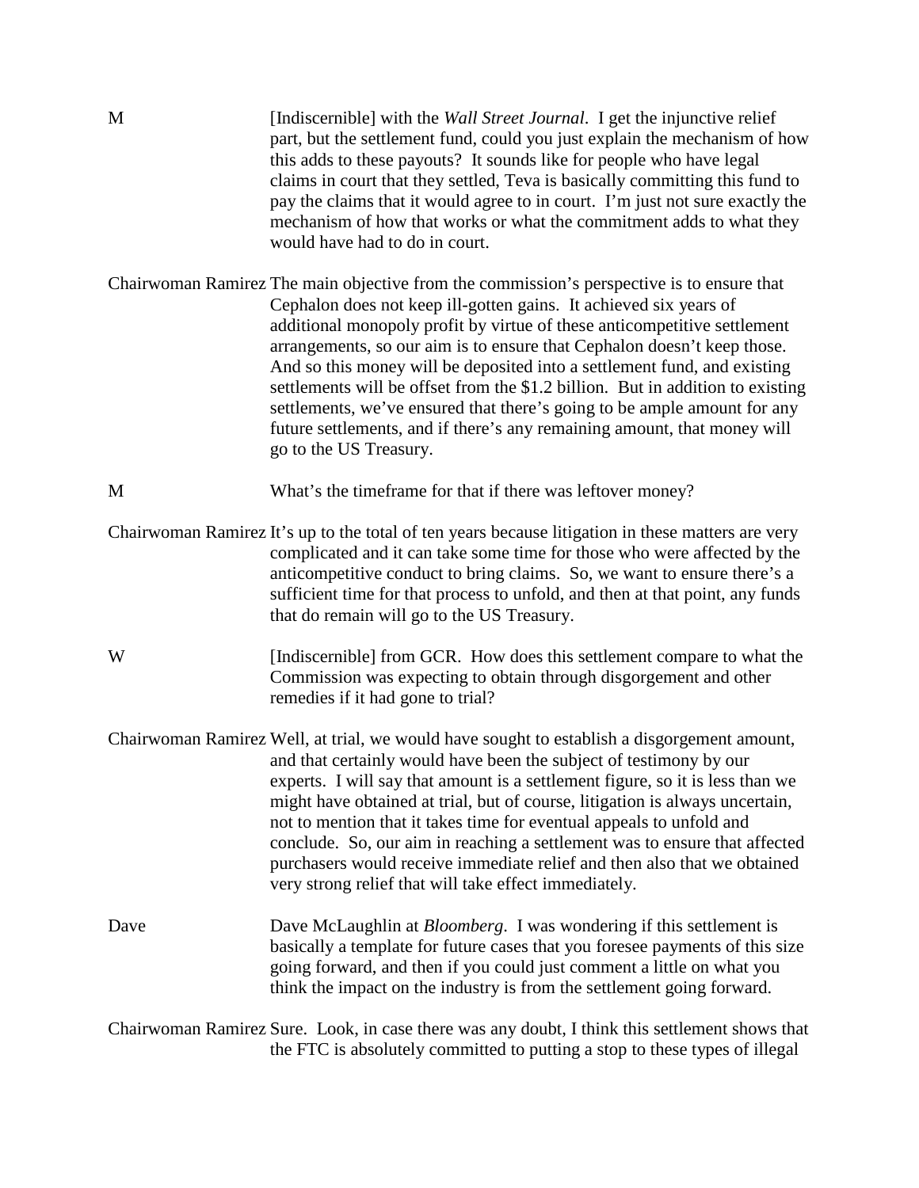M [Indiscernible] with the *Wall Street Journal*. I get the injunctive relief part, but the settlement fund, could you just explain the mechanism of how this adds to these payouts? It sounds like for people who have legal claims in court that they settled, Teva is basically committing this fund to pay the claims that it would agree to in court. I'm just not sure exactly the mechanism of how that works or what the commitment adds to what they would have had to do in court.

Chairwoman Ramirez The main objective from the commission's perspective is to ensure that Cephalon does not keep ill-gotten gains. It achieved six years of additional monopoly profit by virtue of these anticompetitive settlement arrangements, so our aim is to ensure that Cephalon doesn't keep those. And so this money will be deposited into a settlement fund, and existing settlements will be offset from the $1.2 billion. But in addition to existing settlements, we've ensured that there's going to be ample amount for any future settlements, and if there's any remaining amount, that money will go to the US Treasury.

M What's the timeframe for that if there was leftover money?

Chairwoman Ramirez It's up to the total of ten years because litigation in these matters are very complicated and it can take some time for those who were affected by the anticompetitive conduct to bring claims. So, we want to ensure there's a sufficient time for that process to unfold, and then at that point, any funds that do remain will go to the US Treasury.

W [Indiscernible] from GCR. How does this settlement compare to what the Commission was expecting to obtain through disgorgement and other remedies if it had gone to trial?

Chairwoman Ramirez Well, at trial, we would have sought to establish a disgorgement amount, and that certainly would have been the subject of testimony by our experts. I will say that amount is a settlement figure, so it is less than we might have obtained at trial, but of course, litigation is always uncertain, not to mention that it takes time for eventual appeals to unfold and conclude. So, our aim in reaching a settlement was to ensure that affected purchasers would receive immediate relief and then also that we obtained very strong relief that will take effect immediately.

Dave Dave McLaughlin at *Bloomberg*. I was wondering if this settlement is basically a template for future cases that you foresee payments of this size going forward, and then if you could just comment a little on what you think the impact on the industry is from the settlement going forward.

Chairwoman Ramirez Sure. Look, in case there was any doubt, I think this settlement shows that the FTC is absolutely committed to putting a stop to these types of illegal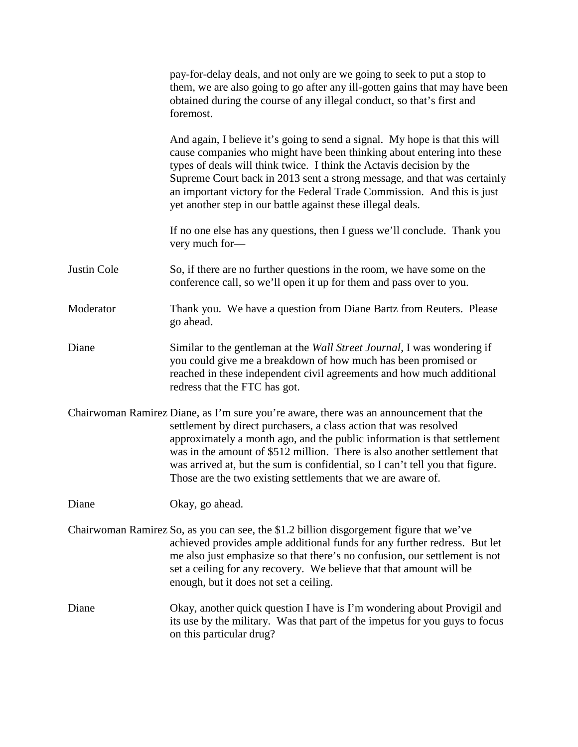pay-for-delay deals, and not only are we going to seek to put a stop to them, we are also going to go after any ill-gotten gains that may have been obtained during the course of any illegal conduct, so that's first and foremost.

And again, I believe it's going to send a signal. My hope is that this will cause companies who might have been thinking about entering into these types of deals will think twice. I think the Actavis decision by the Supreme Court back in 2013 sent a strong message, and that was certainly an important victory for the Federal Trade Commission. And this is just yet another step in our battle against these illegal deals.

If no one else has any questions, then I guess we'll conclude. Thank you very much for—

**Justin Cole** So, if there are no further questions in the room, we have some on the conference call, so we'll open it up for them and pass over to you.

**Moderator** Thank you. We have a question from Diane Bartz from Reuters. Please go ahead.

**Diane** Similar to the gentleman at the *Wall Street Journal*, I was wondering if you could give me a breakdown of how much has been promised or reached in these independent civil agreements and how much additional redress that the FTC has got.

**Chairwoman Ramirez** Diane, as I'm sure you're aware, there was an announcement that the settlement by direct purchasers, a class action that was resolved approximately a month ago, and the public information is that settlement was in the amount of $512 million. There is also another settlement that was arrived at, but the sum is confidential, so I can't tell you that figure. Those are the two existing settlements that we are aware of.

**Diane** Okay, go ahead.

**Chairwoman Ramirez** So, as you can see, the $1.2 billion disgorgement figure that we've achieved provides ample additional funds for any further redress. But let me also just emphasize so that there's no confusion, our settlement is not set a ceiling for any recovery. We believe that that amount will be enough, but it does not set a ceiling.

**Diane** Okay, another quick question I have is I'm wondering about Provigil and its use by the military. Was that part of the impetus for you guys to focus on this particular drug?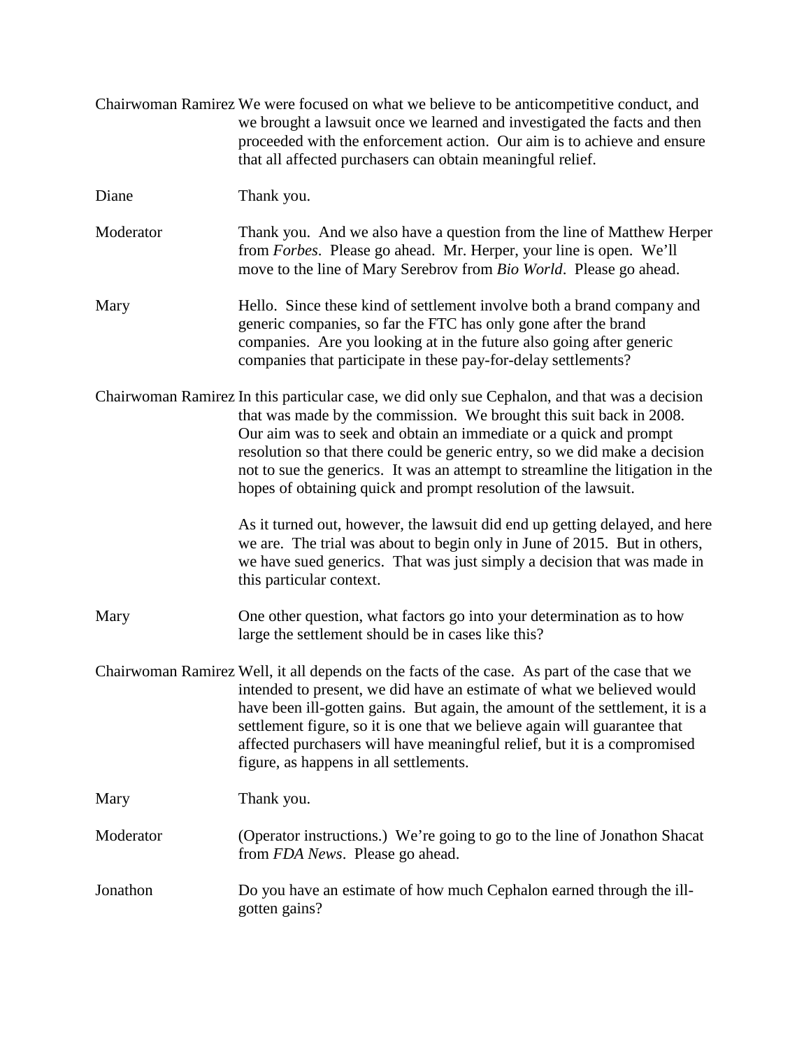Chairwoman Ramirez We were focused on what we believe to be anticompetitive conduct, and we brought a lawsuit once we learned and investigated the facts and then proceeded with the enforcement action. Our aim is to achieve and ensure that all affected purchasers can obtain meaningful relief.

Diane Thank you.

Moderator Thank you. And we also have a question from the line of Matthew Herper from *Forbes*. Please go ahead. Mr. Herper, your line is open. We'll move to the line of Mary Serebrov from *Bio World*. Please go ahead.

Mary Hello. Since these kind of settlement involve both a brand company and generic companies, so far the FTC has only gone after the brand companies. Are you looking at in the future also going after generic companies that participate in these pay-for-delay settlements?

Chairwoman Ramirez In this particular case, we did only sue Cephalon, and that was a decision that was made by the commission. We brought this suit back in 2008. Our aim was to seek and obtain an immediate or a quick and prompt resolution so that there could be generic entry, so we did make a decision not to sue the generics. It was an attempt to streamline the litigation in the hopes of obtaining quick and prompt resolution of the lawsuit.

As it turned out, however, the lawsuit did end up getting delayed, and here we are. The trial was about to begin only in June of 2015. But in others, we have sued generics. That was just simply a decision that was made in this particular context.

Mary One other question, what factors go into your determination as to how large the settlement should be in cases like this?

Chairwoman Ramirez Well, it all depends on the facts of the case. As part of the case that we intended to present, we did have an estimate of what we believed would have been ill-gotten gains. But again, the amount of the settlement, it is a settlement figure, so it is one that we believe again will guarantee that affected purchasers will have meaningful relief, but it is a compromised figure, as happens in all settlements.

Mary Thank you.

Moderator (Operator instructions.) We're going to go to the line of Jonathon Shacat from *FDA News*. Please go ahead.

Jonathon Do you have an estimate of how much Cephalon earned through the ill-gotten gains?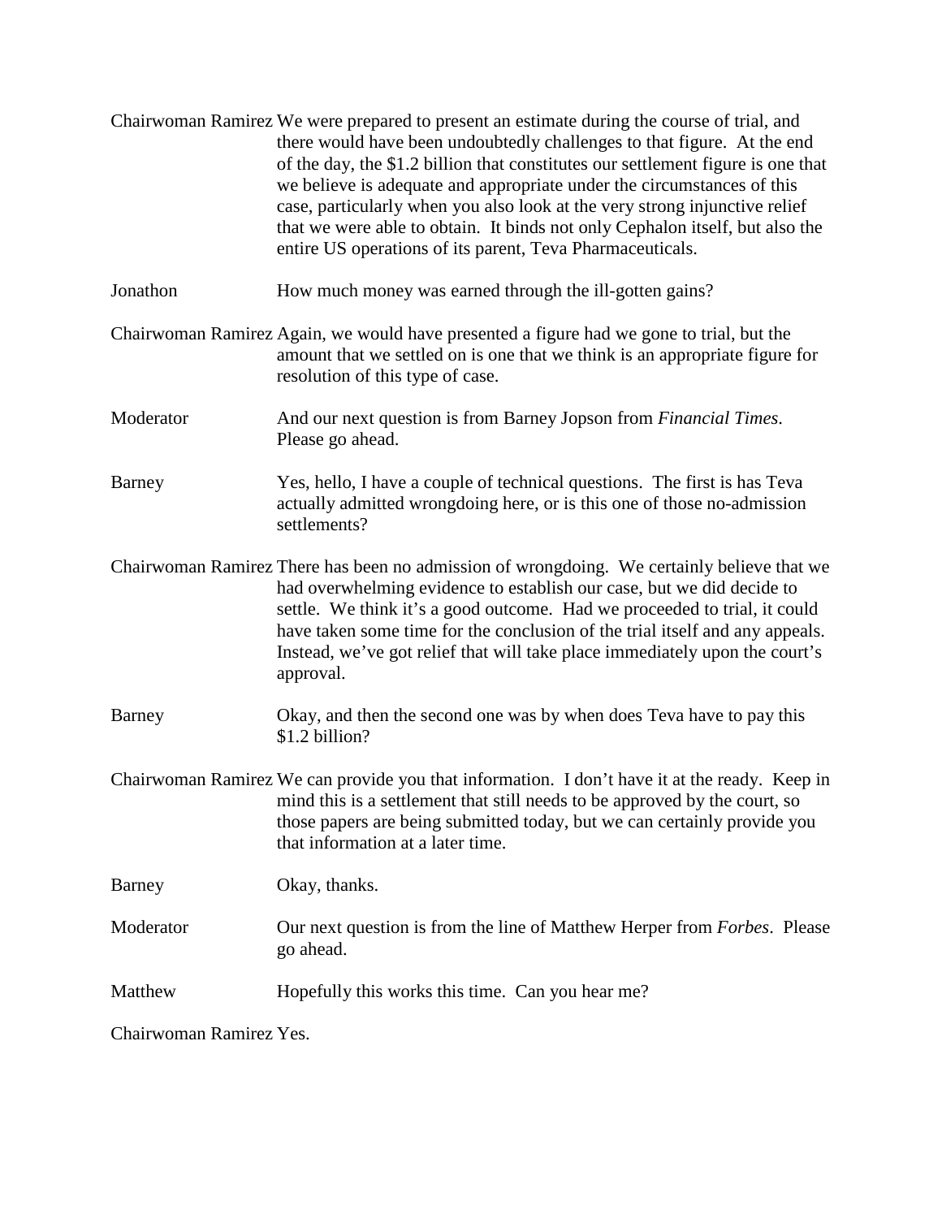**Chairwoman Ramirez** We were prepared to present an estimate during the course of trial, and there would have been undoubtedly challenges to that figure. At the end of the day, the $1.2 billion that constitutes our settlement figure is one that we believe is adequate and appropriate under the circumstances of this case, particularly when you also look at the very strong injunctive relief that we were able to obtain. It binds not only Cephalon itself, but also the entire US operations of its parent, Teva Pharmaceuticals.

**Jonathon** How much money was earned through the ill-gotten gains?

**Chairwoman Ramirez** Again, we would have presented a figure had we gone to trial, but the amount that we settled on is one that we think is an appropriate figure for resolution of this type of case.

**Moderator** And our next question is from Barney Jopson from *Financial Times*. Please go ahead.

**Barney** Yes, hello, I have a couple of technical questions. The first is has Teva actually admitted wrongdoing here, or is this one of those no-admission settlements?

**Chairwoman Ramirez** There has been no admission of wrongdoing. We certainly believe that we had overwhelming evidence to establish our case, but we did decide to settle. We think it's a good outcome. Had we proceeded to trial, it could have taken some time for the conclusion of the trial itself and any appeals. Instead, we've got relief that will take place immediately upon the court's approval.

**Barney** Okay, and then the second one was by when does Teva have to pay this $1.2 billion?

**Chairwoman Ramirez** We can provide you that information. I don't have it at the ready. Keep in mind this is a settlement that still needs to be approved by the court, so those papers are being submitted today, but we can certainly provide you that information at a later time.

**Barney** Okay, thanks.

**Moderator** Our next question is from the line of Matthew Herper from *Forbes*. Please go ahead.

**Matthew** Hopefully this works this time. Can you hear me?

**Chairwoman Ramirez** Yes.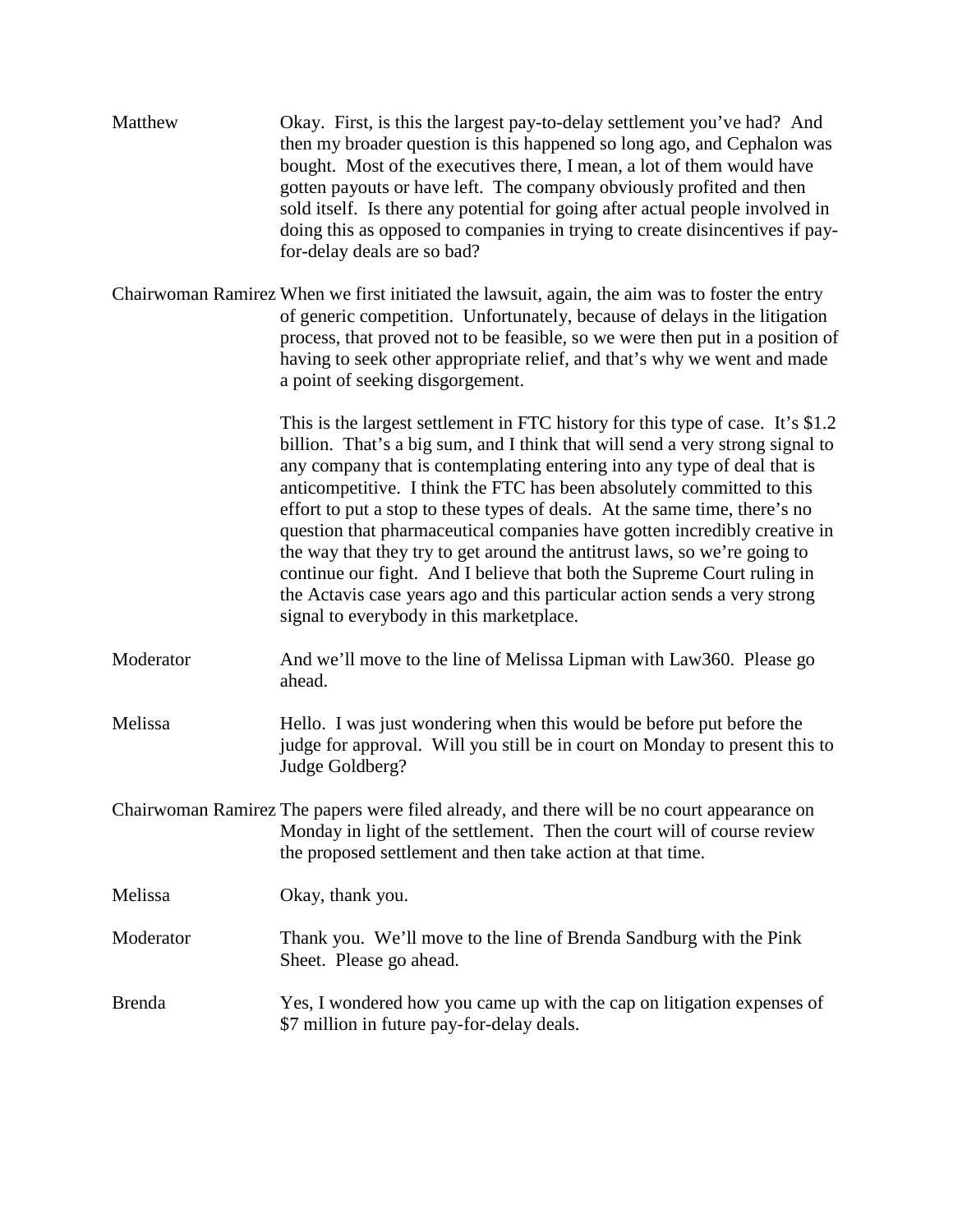**Matthew** Okay. First, is this the largest pay-to-delay settlement you've had? And then my broader question is this happened so long ago, and Cephalon was bought. Most of the executives there, I mean, a lot of them would have gotten payouts or have left. The company obviously profited and then sold itself. Is there any potential for going after actual people involved in doing this as opposed to companies in trying to create disincentives if pay-for-delay deals are so bad?

**Chairwoman Ramirez** When we first initiated the lawsuit, again, the aim was to foster the entry of generic competition. Unfortunately, because of delays in the litigation process, that proved not to be feasible, so we were then put in a position of having to seek other appropriate relief, and that's why we went and made a point of seeking disgorgement.

This is the largest settlement in FTC history for this type of case. It's $1.2 billion. That's a big sum, and I think that will send a very strong signal to any company that is contemplating entering into any type of deal that is anticompetitive. I think the FTC has been absolutely committed to this effort to put a stop to these types of deals. At the same time, there's no question that pharmaceutical companies have gotten incredibly creative in the way that they try to get around the antitrust laws, so we're going to continue our fight. And I believe that both the Supreme Court ruling in the Actavis case years ago and this particular action sends a very strong signal to everybody in this marketplace.

**Moderator** And we'll move to the line of Melissa Lipman with Law360. Please go ahead.

**Melissa** Hello. I was just wondering when this would be before put before the judge for approval. Will you still be in court on Monday to present this to Judge Goldberg?

**Chairwoman Ramirez** The papers were filed already, and there will be no court appearance on Monday in light of the settlement. Then the court will of course review the proposed settlement and then take action at that time.

**Melissa** Okay, thank you.

**Moderator** Thank you. We'll move to the line of Brenda Sandburg with the Pink Sheet. Please go ahead.

**Brenda** Yes, I wondered how you came up with the cap on litigation expenses of $7 million in future pay-for-delay deals.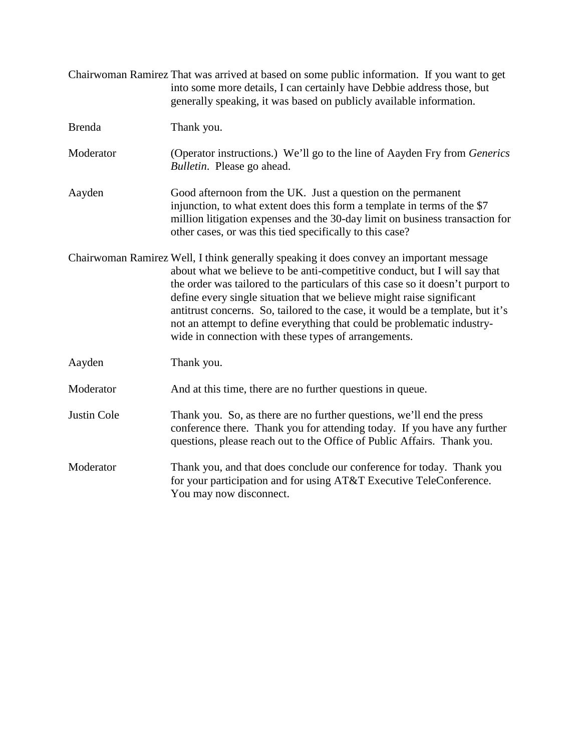Chairwoman Ramirez That was arrived at based on some public information. If you want to get into some more details, I can certainly have Debbie address those, but generally speaking, it was based on publicly available information.

Brenda Thank you.

Moderator (Operator instructions.) We'll go to the line of Aayden Fry from *Generics Bulletin*. Please go ahead.

Aayden Good afternoon from the UK. Just a question on the permanent injunction, to what extent does this form a template in terms of the $7 million litigation expenses and the 30-day limit on business transaction for other cases, or was this tied specifically to this case?

Chairwoman Ramirez Well, I think generally speaking it does convey an important message about what we believe to be anti-competitive conduct, but I will say that the order was tailored to the particulars of this case so it doesn't purport to define every single situation that we believe might raise significant antitrust concerns. So, tailored to the case, it would be a template, but it's not an attempt to define everything that could be problematic industry-wide in connection with these types of arrangements.

Aayden Thank you.

Moderator And at this time, there are no further questions in queue.

Justin Cole Thank you. So, as there are no further questions, we'll end the press conference there. Thank you for attending today. If you have any further questions, please reach out to the Office of Public Affairs. Thank you.

Moderator Thank you, and that does conclude our conference for today. Thank you for your participation and for using AT&T Executive TeleConference. You may now disconnect.